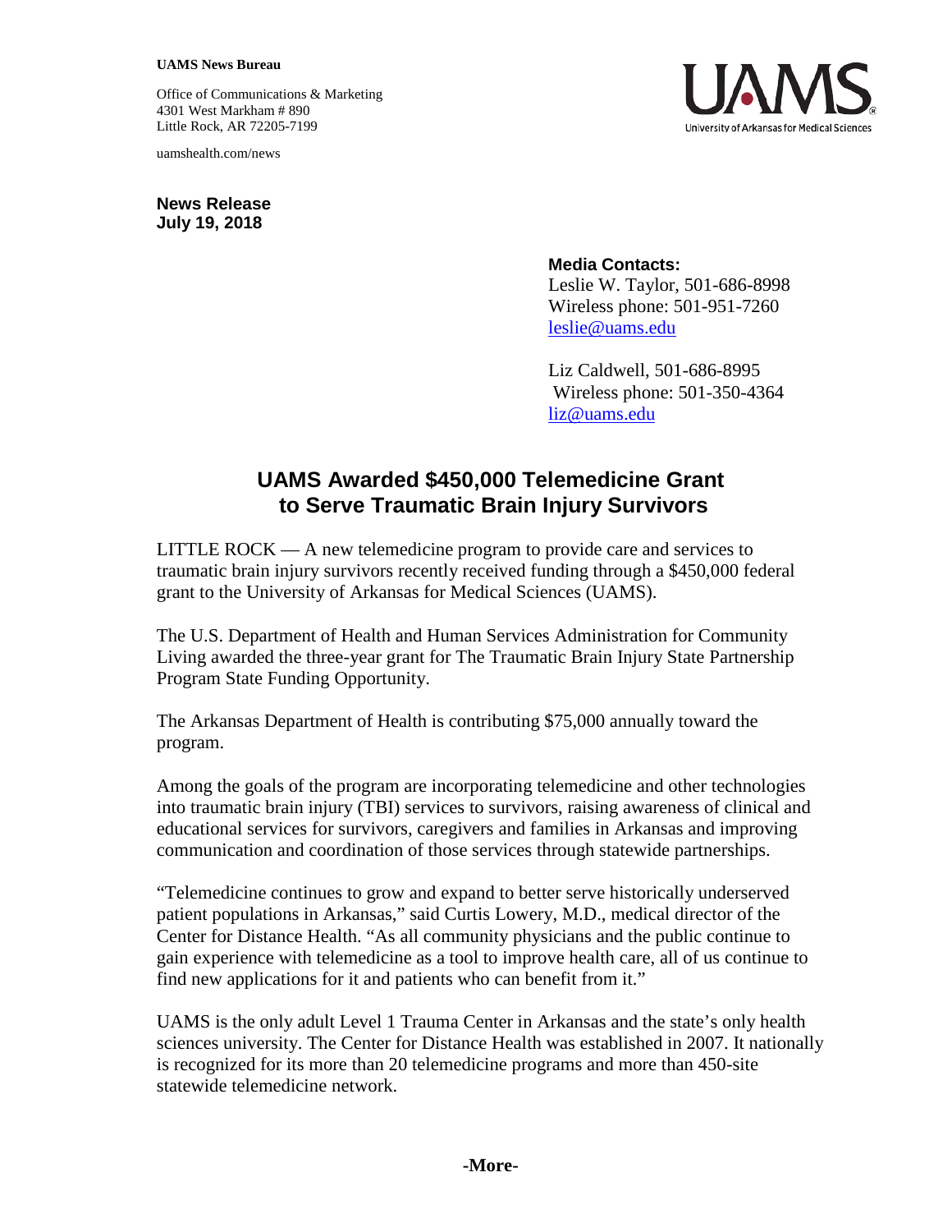**UAMS News Bureau**

Office of Communications & Marketing
4301 West Markham # 890
Little Rock, AR 72205-7199

uamshealth.com/news

UAMS
University of Arkansas for Medical Sciences

**News Release**
**July 19, 2018**

**Media Contacts:**
Leslie W. Taylor, 501-686-8998
Wireless phone: 501-951-7260
leslie@uams.edu

Liz Caldwell, 501-686-8995
Wireless phone: 501-350-4364
liz@uams.edu

# UAMS Awarded $450,000 Telemedicine Grant to Serve Traumatic Brain Injury Survivors

LITTLE ROCK — A new telemedicine program to provide care and services to traumatic brain injury survivors recently received funding through a $450,000 federal grant to the University of Arkansas for Medical Sciences (UAMS).

The U.S. Department of Health and Human Services Administration for Community Living awarded the three-year grant for The Traumatic Brain Injury State Partnership Program State Funding Opportunity.

The Arkansas Department of Health is contributing $75,000 annually toward the program.

Among the goals of the program are incorporating telemedicine and other technologies into traumatic brain injury (TBI) services to survivors, raising awareness of clinical and educational services for survivors, caregivers and families in Arkansas and improving communication and coordination of those services through statewide partnerships.

"Telemedicine continues to grow and expand to better serve historically underserved patient populations in Arkansas," said Curtis Lowery, M.D., medical director of the Center for Distance Health. "As all community physicians and the public continue to gain experience with telemedicine as a tool to improve health care, all of us continue to find new applications for it and patients who can benefit from it."

UAMS is the only adult Level 1 Trauma Center in Arkansas and the state's only health sciences university. The Center for Distance Health was established in 2007. It nationally is recognized for its more than 20 telemedicine programs and more than 450-site statewide telemedicine network.

**-More-**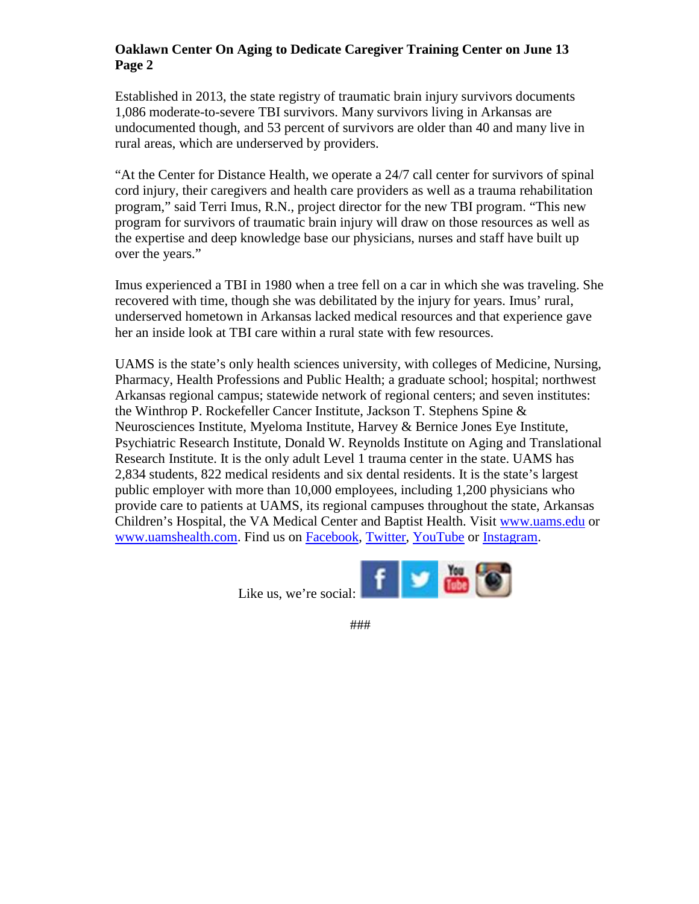**Oaklawn Center On Aging to Dedicate Caregiver Training Center on June 13**
**Page 2**

Established in 2013, the state registry of traumatic brain injury survivors documents 1,086 moderate-to-severe TBI survivors. Many survivors living in Arkansas are undocumented though, and 53 percent of survivors are older than 40 and many live in rural areas, which are underserved by providers.

"At the Center for Distance Health, we operate a 24/7 call center for survivors of spinal cord injury, their caregivers and health care providers as well as a trauma rehabilitation program," said Terri Imus, R.N., project director for the new TBI program. "This new program for survivors of traumatic brain injury will draw on those resources as well as the expertise and deep knowledge base our physicians, nurses and staff have built up over the years."

Imus experienced a TBI in 1980 when a tree fell on a car in which she was traveling. She recovered with time, though she was debilitated by the injury for years. Imus' rural, underserved hometown in Arkansas lacked medical resources and that experience gave her an inside look at TBI care within a rural state with few resources.

UAMS is the state's only health sciences university, with colleges of Medicine, Nursing, Pharmacy, Health Professions and Public Health; a graduate school; hospital; northwest Arkansas regional campus; statewide network of regional centers; and seven institutes: the Winthrop P. Rockefeller Cancer Institute, Jackson T. Stephens Spine & Neurosciences Institute, Myeloma Institute, Harvey & Bernice Jones Eye Institute, Psychiatric Research Institute, Donald W. Reynolds Institute on Aging and Translational Research Institute. It is the only adult Level 1 trauma center in the state. UAMS has 2,834 students, 822 medical residents and six dental residents. It is the state's largest public employer with more than 10,000 employees, including 1,200 physicians who provide care to patients at UAMS, its regional campuses throughout the state, Arkansas Children's Hospital, the VA Medical Center and Baptist Health. Visit www.uams.edu or www.uamshealth.com. Find us on Facebook, Twitter, YouTube or Instagram.

Like us, we're social:

###